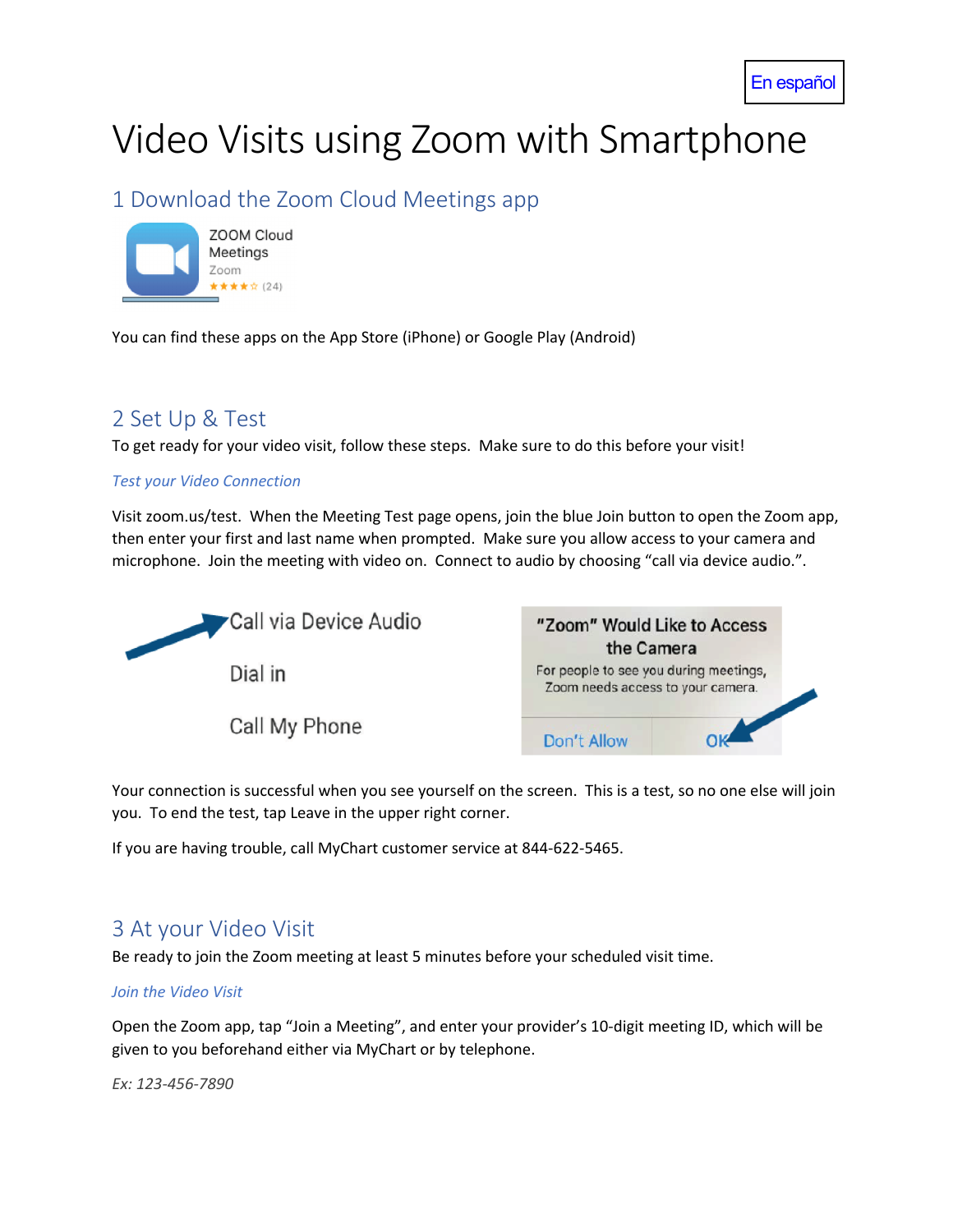En español

# Video Visits using Zoom with Smartphone

## 1 Download the Zoom Cloud Meetings app

ZOOM Cloud Meetings
Zoom
★★★★☆ (24)

You can find these apps on the App Store (iPhone) or Google Play (Android)

## 2 Set Up & Test

To get ready for your video visit, follow these steps. Make sure to do this before your visit!

### *Test your Video Connection*

Visit zoom.us/test. When the Meeting Test page opens, join the blue Join button to open the Zoom app, then enter your first and last name when prompted. Make sure you allow access to your camera and microphone. Join the meeting with video on. Connect to audio by choosing "call via device audio.".

Call via Device Audio

Dial in

Call My Phone

"Zoom" Would Like to Access the Camera

For people to see you during meetings, Zoom needs access to your camera.

Don't Allow | OK

Your connection is successful when you see yourself on the screen. This is a test, so no one else will join you. To end the test, tap Leave in the upper right corner.

If you are having trouble, call MyChart customer service at 844-622-5465.

## 3 At your Video Visit

Be ready to join the Zoom meeting at least 5 minutes before your scheduled visit time.

### *Join the Video Visit*

Open the Zoom app, tap "Join a Meeting", and enter your provider's 10-digit meeting ID, which will be given to you beforehand either via MyChart or by telephone.

*Ex: 123-456-7890*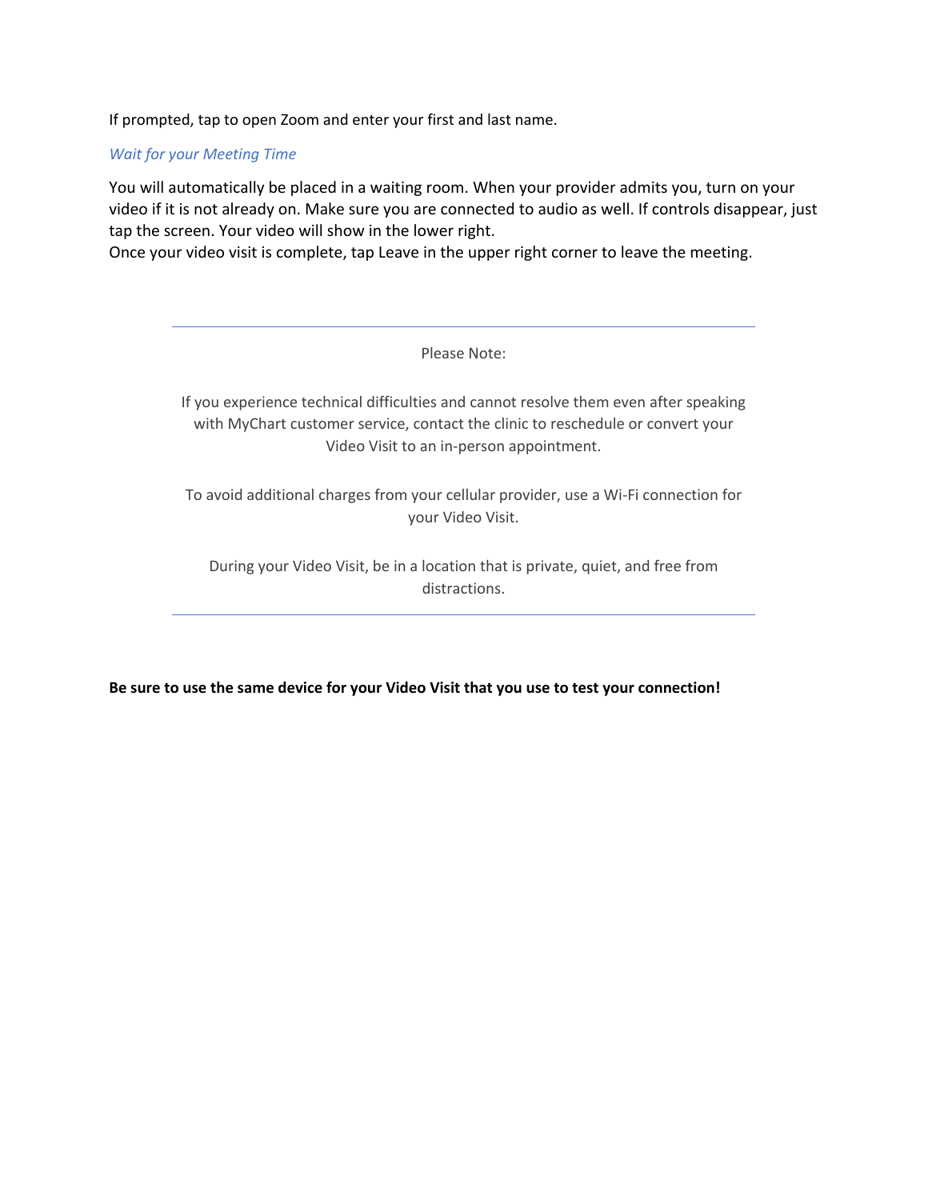If prompted, tap to open Zoom and enter your first and last name.

### *Wait for your Meeting Time*

You will automatically be placed in a waiting room. When your provider admits you, turn on your video if it is not already on. Make sure you are connected to audio as well. If controls disappear, just tap the screen. Your video will show in the lower right.
Once your video visit is complete, tap Leave in the upper right corner to leave the meeting.

---

Please Note:

If you experience technical difficulties and cannot resolve them even after speaking with MyChart customer service, contact the clinic to reschedule or convert your Video Visit to an in-person appointment.

To avoid additional charges from your cellular provider, use a Wi-Fi connection for your Video Visit.

During your Video Visit, be in a location that is private, quiet, and free from distractions.

---

**Be sure to use the same device for your Video Visit that you use to test your connection!**